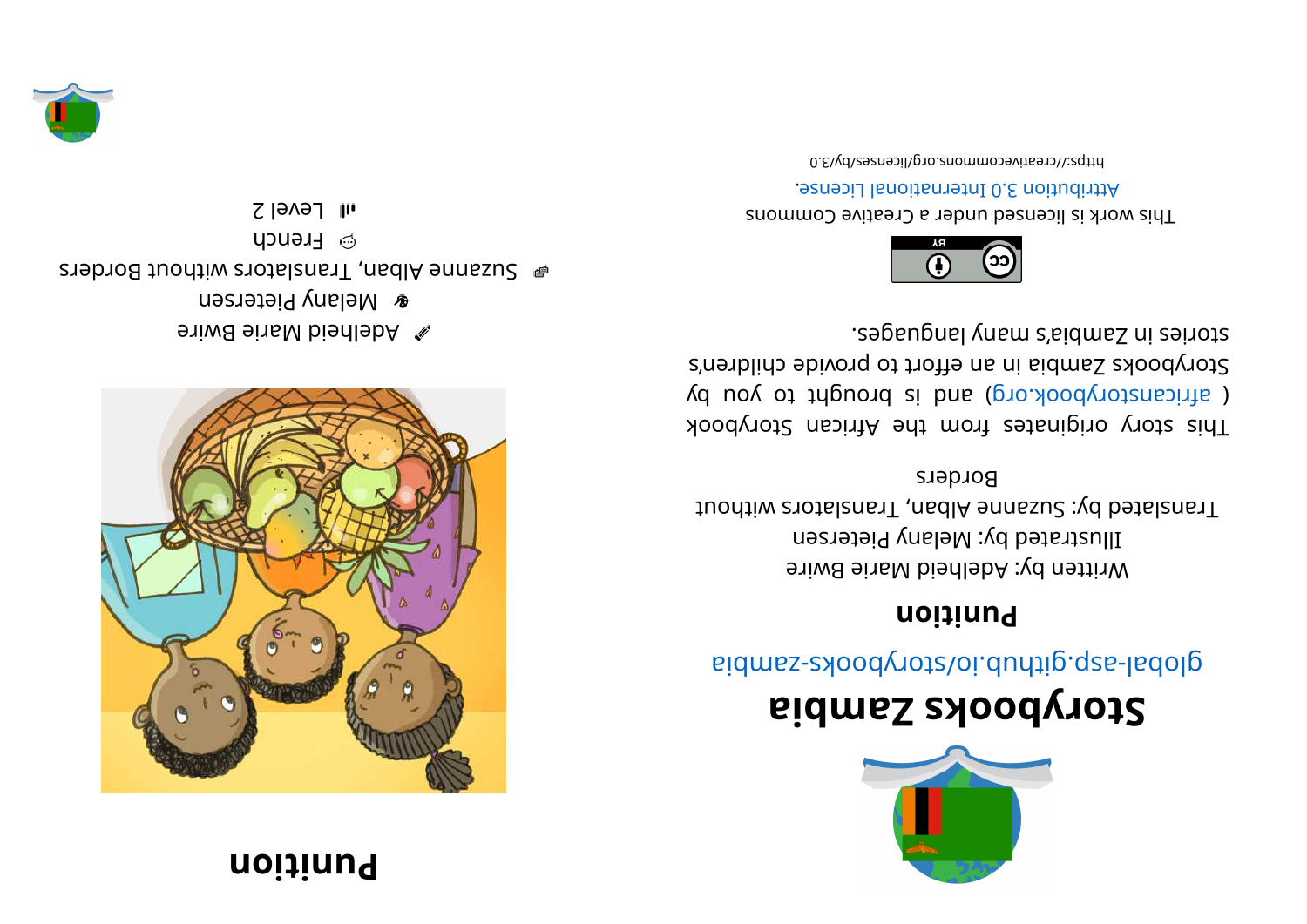# Punition

Adelheid Marie Bwire

Melany Pietersen

Suzanne Alban, Translators without Borders

French

Level 2

# Storybooks Zambia

global-asp.github.io/storybooks-zambia

## Punition

Written by: Adelheid Marie Bwire

Illustrated by: Melany Pietersen

Translated by: Suzanne Alban, Translators without Borders

This story originates from the African Storybook ( africanstorybook.org ) and is brought to you by Storybooks Zambia in an effort to provide children's stories in Zambia's many languages.

This work is licensed under a Creative Commons Attribution 3.0 International License.

https://creativecommons.org/licenses/by/3.0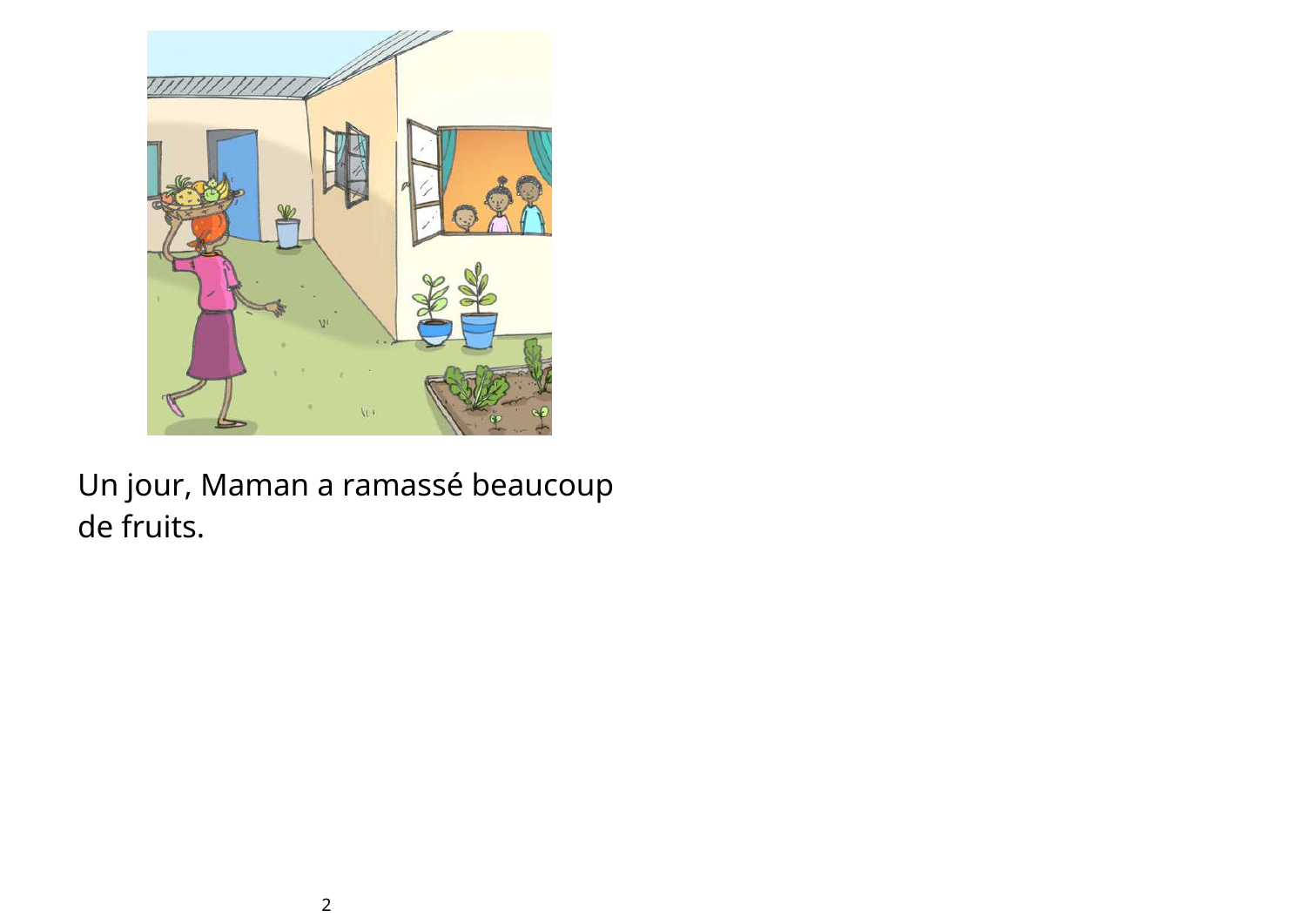Un jour, Maman a ramassé beaucoup de fruits.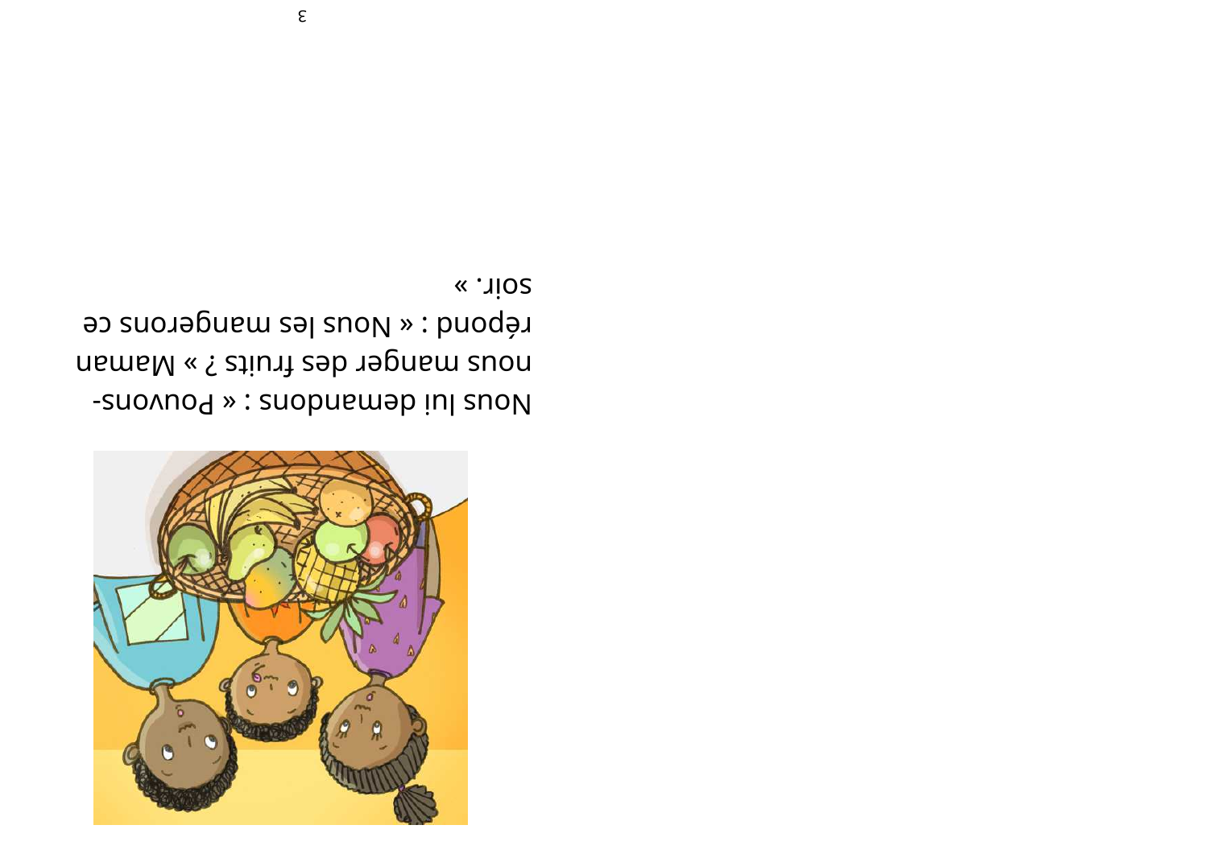Nous lui demandons : « Pouvons-nous manger des fruits ? » Maman répond : « Nous les mangerons ce soir. »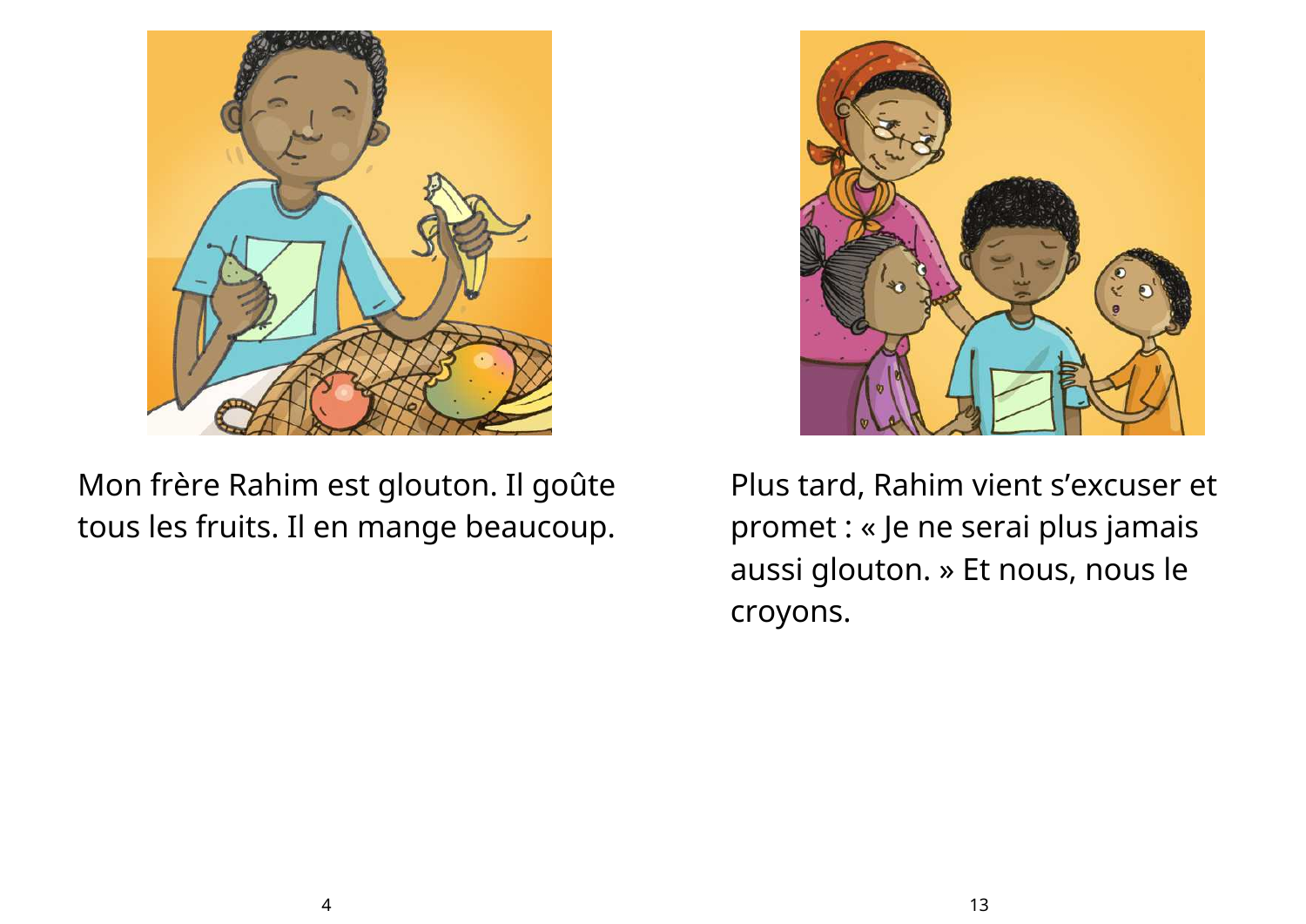Mon frère Rahim est glouton. Il goûte tous les fruits. Il en mange beaucoup.

Plus tard, Rahim vient s’excuser et promet : « Je ne serai plus jamais aussi glouton. » Et nous, nous le croyons.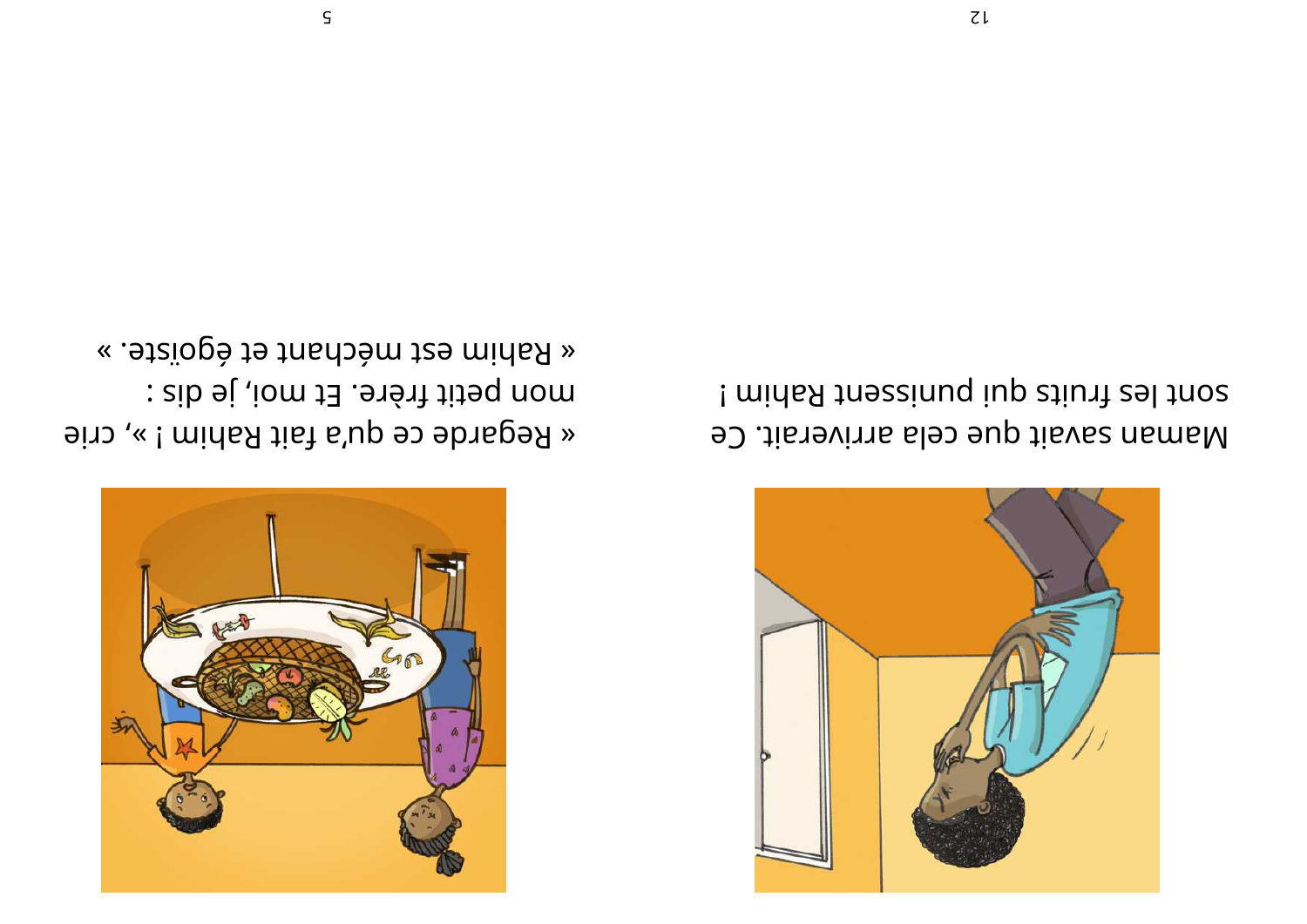Maman savait que cela arriverait. Ce sont les fruits qui punissent Rahim !

« Regarde ce qu'a fait Rahim ! », crie mon petit frère. Et moi, je dis : « Rahim est méchant et égoïste. »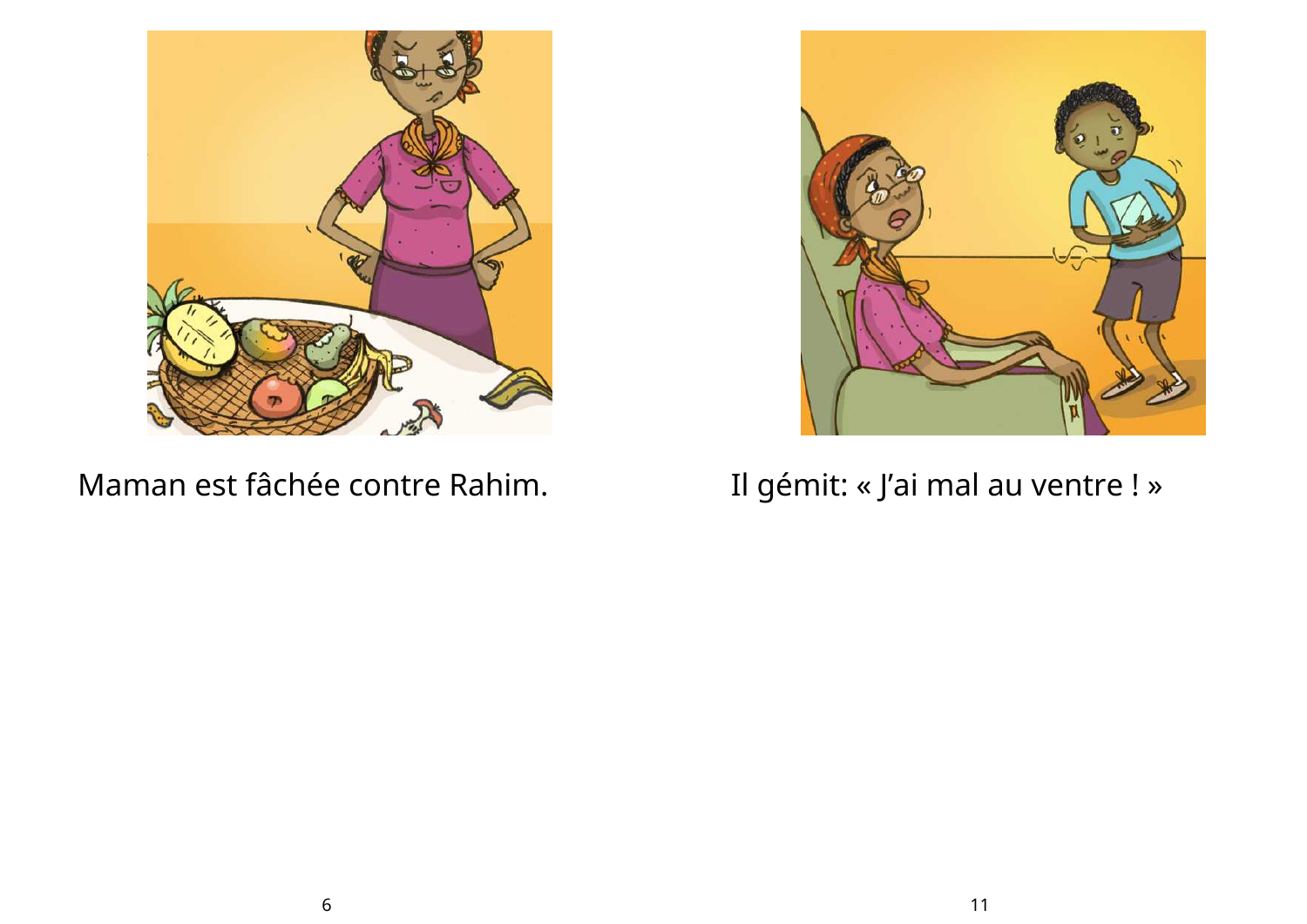Maman est fâchée contre Rahim.

Il gémit: « J’ai mal au ventre ! »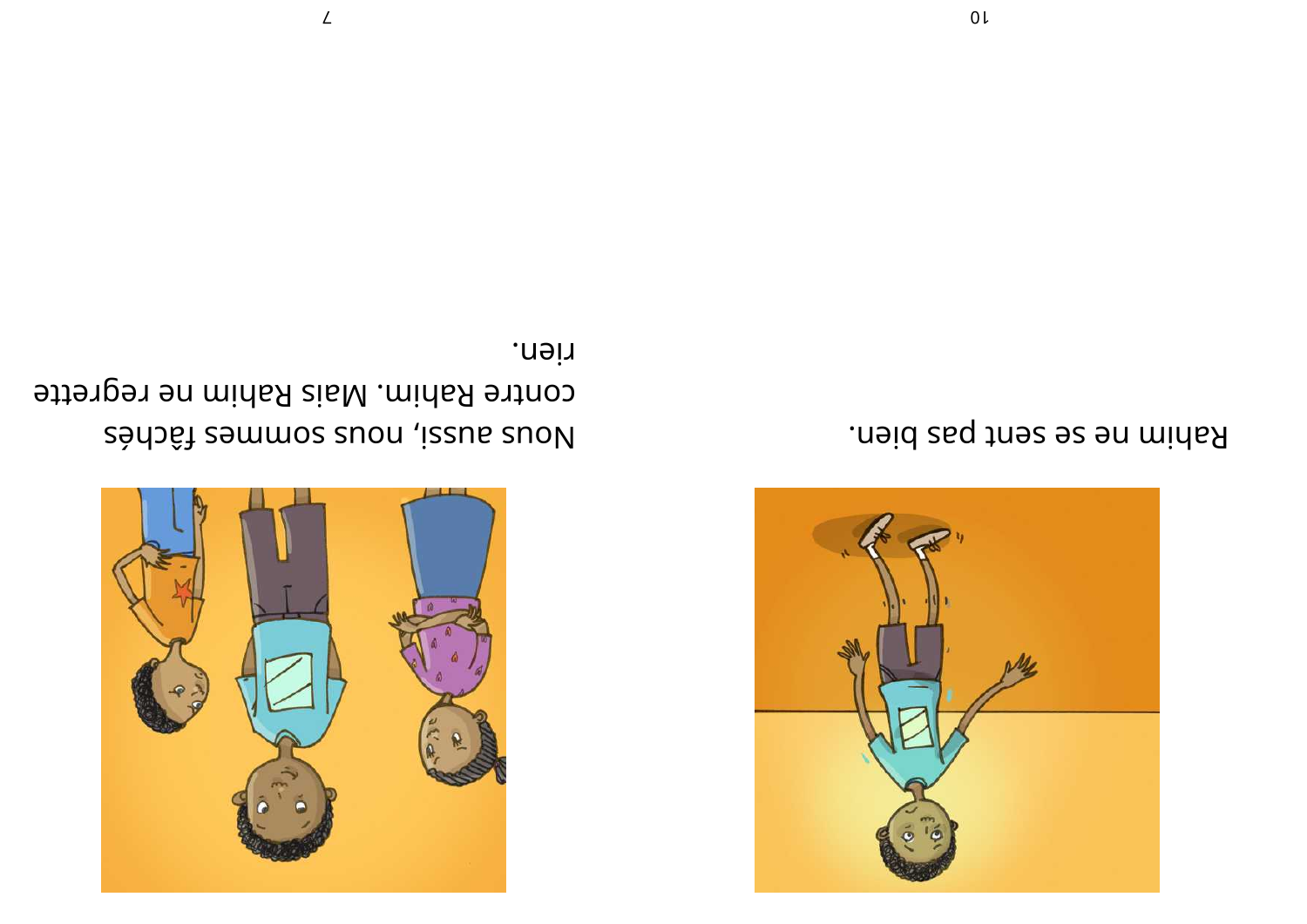Nous aussi, nous sommes fâchés contre Rahim. Mais Rahim ne regrette rien.

Rahim ne se sent pas bien.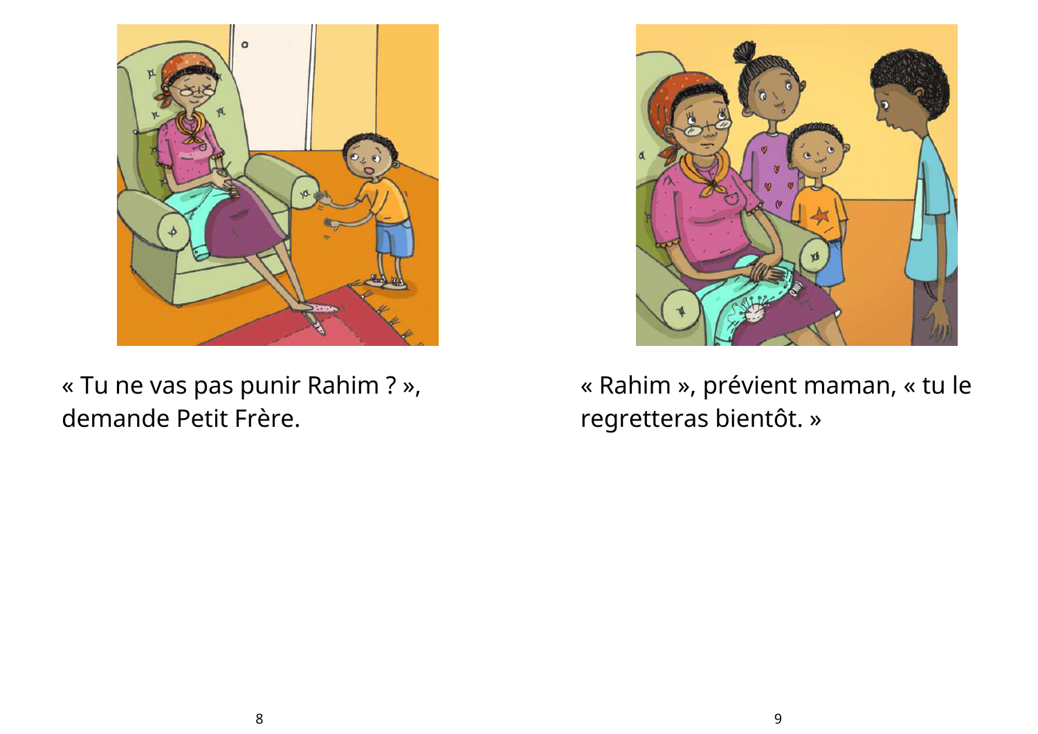« Tu ne vas pas punir Rahim ? », demande Petit Frère.

« Rahim », prévient maman, « tu le regretteras bientôt. »